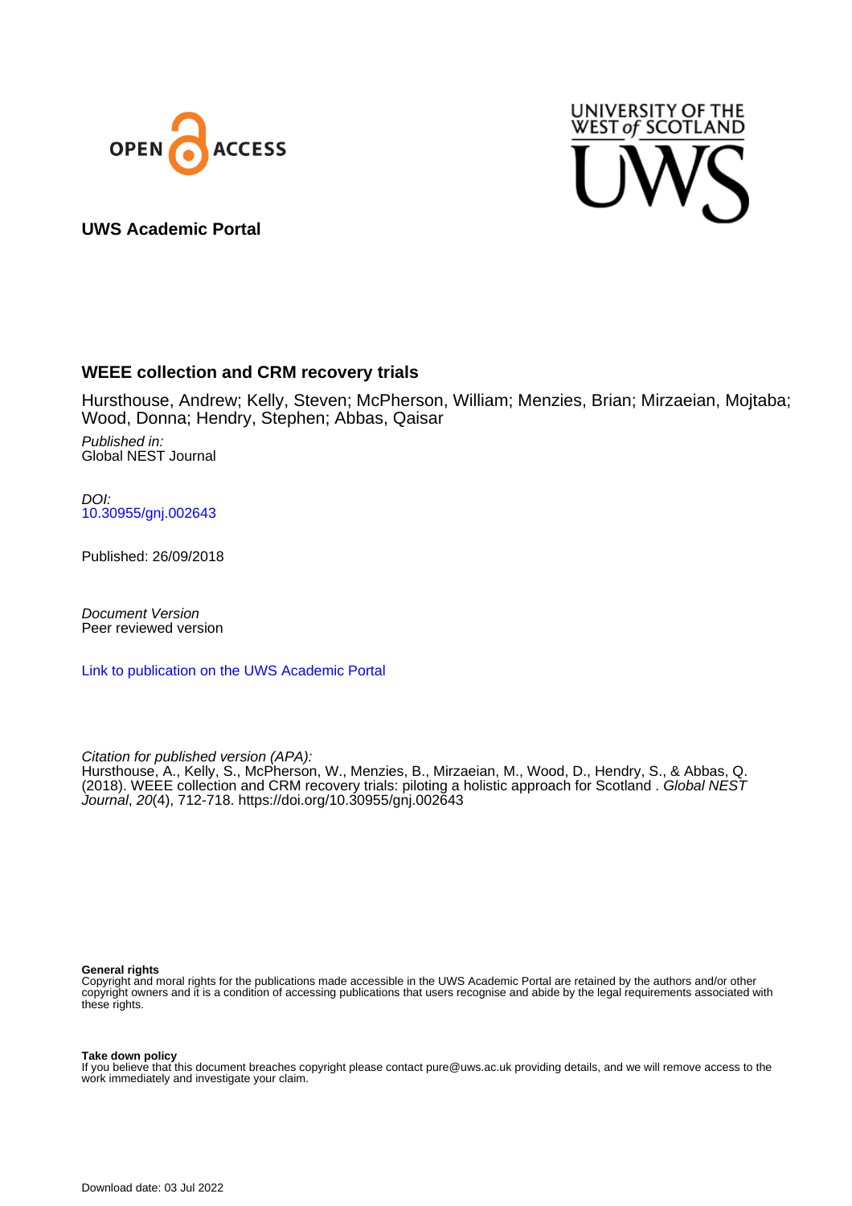OPEN ACCESS

UNIVERSITY OF THE WEST of SCOTLAND

UWS

**UWS Academic Portal**

## WEEE collection and CRM recovery trials

Hursthouse, Andrew; Kelly, Steven; McPherson, William; Menzies, Brian; Mirzaeian, Mojtaba; Wood, Donna; Hendry, Stephen; Abbas, Qaisar

*Published in:*
Global NEST Journal

*DOI:*
[10.30955/gnj.002643](https://doi.org/10.30955/gnj.002643)

Published: 26/09/2018

*Document Version*
Peer reviewed version

Link to publication on the UWS Academic Portal

*Citation for published version (APA):*
Hursthouse, A., Kelly, S., McPherson, W., Menzies, B., Mirzaeian, M., Wood, D., Hendry, S., & Abbas, Q. (2018). WEEE collection and CRM recovery trials: piloting a holistic approach for Scotland . *Global NEST Journal*, *20*(4), 712-718. https://doi.org/10.30955/gnj.002643

**General rights**
Copyright and moral rights for the publications made accessible in the UWS Academic Portal are retained by the authors and/or other copyright owners and it is a condition of accessing publications that users recognise and abide by the legal requirements associated with these rights.

**Take down policy**
If you believe that this document breaches copyright please contact pure@uws.ac.uk providing details, and we will remove access to the work immediately and investigate your claim.

Download date: 03 Jul 2022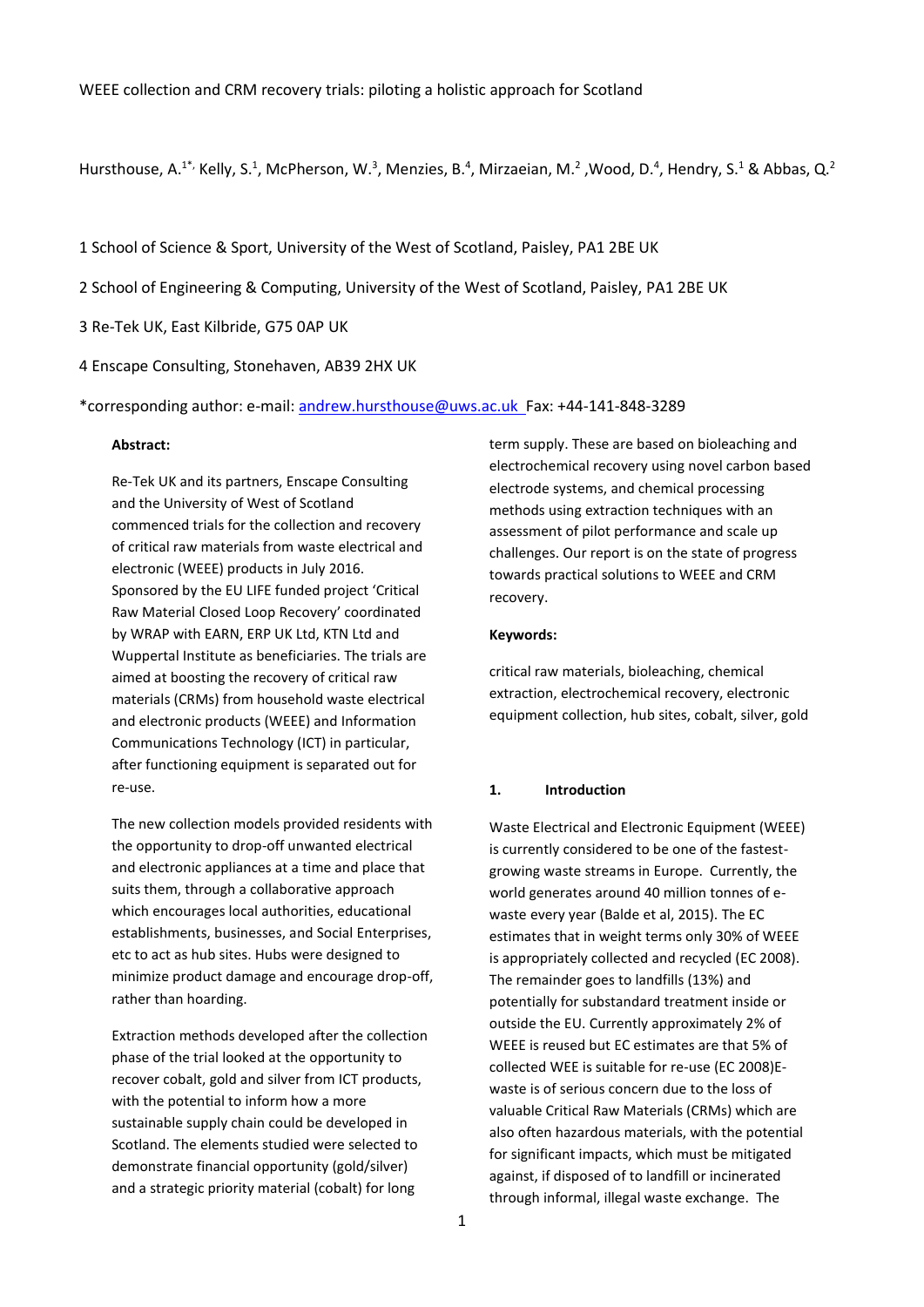WEEE collection and CRM recovery trials: piloting a holistic approach for Scotland

Hursthouse, A.[1*,] Kelly, S.[1], McPherson, W.[3], Menzies, B.[4], Mirzaeian, M.[2], Wood, D.[4], Hendry, S.[1] & Abbas, Q.[2]

1 School of Science & Sport, University of the West of Scotland, Paisley, PA1 2BE UK

2 School of Engineering & Computing, University of the West of Scotland, Paisley, PA1 2BE UK

3 Re-Tek UK, East Kilbride, G75 0AP UK

4 Enscape Consulting, Stonehaven, AB39 2HX UK

*corresponding author: e-mail: andrew.hursthouse@uws.ac.uk Fax: +44-141-848-3289

**Abstract:**

Re-Tek UK and its partners, Enscape Consulting and the University of West of Scotland commenced trials for the collection and recovery of critical raw materials from waste electrical and electronic (WEEE) products in July 2016. Sponsored by the EU LIFE funded project 'Critical Raw Material Closed Loop Recovery' coordinated by WRAP with EARN, ERP UK Ltd, KTN Ltd and Wuppertal Institute as beneficiaries. The trials are aimed at boosting the recovery of critical raw materials (CRMs) from household waste electrical and electronic products (WEEE) and Information Communications Technology (ICT) in particular, after functioning equipment is separated out for re-use.

The new collection models provided residents with the opportunity to drop-off unwanted electrical and electronic appliances at a time and place that suits them, through a collaborative approach which encourages local authorities, educational establishments, businesses, and Social Enterprises, etc to act as hub sites. Hubs were designed to minimize product damage and encourage drop-off, rather than hoarding.

Extraction methods developed after the collection phase of the trial looked at the opportunity to recover cobalt, gold and silver from ICT products, with the potential to inform how a more sustainable supply chain could be developed in Scotland. The elements studied were selected to demonstrate financial opportunity (gold/silver) and a strategic priority material (cobalt) for long term supply. These are based on bioleaching and electrochemical recovery using novel carbon based electrode systems, and chemical processing methods using extraction techniques with an assessment of pilot performance and scale up challenges. Our report is on the state of progress towards practical solutions to WEEE and CRM recovery.

**Keywords:**

critical raw materials, bioleaching, chemical extraction, electrochemical recovery, electronic equipment collection, hub sites, cobalt, silver, gold

## 1. Introduction

Waste Electrical and Electronic Equipment (WEEE) is currently considered to be one of the fastest-growing waste streams in Europe. Currently, the world generates around 40 million tonnes of e-waste every year (Balde et al, 2015). The EC estimates that in weight terms only 30% of WEEE is appropriately collected and recycled (EC 2008). The remainder goes to landfills (13%) and potentially for substandard treatment inside or outside the EU. Currently approximately 2% of WEEE is reused but EC estimates are that 5% of collected WEE is suitable for re-use (EC 2008)E-waste is of serious concern due to the loss of valuable Critical Raw Materials (CRMs) which are also often hazardous materials, with the potential for significant impacts, which must be mitigated against, if disposed of to landfill or incinerated through informal, illegal waste exchange. The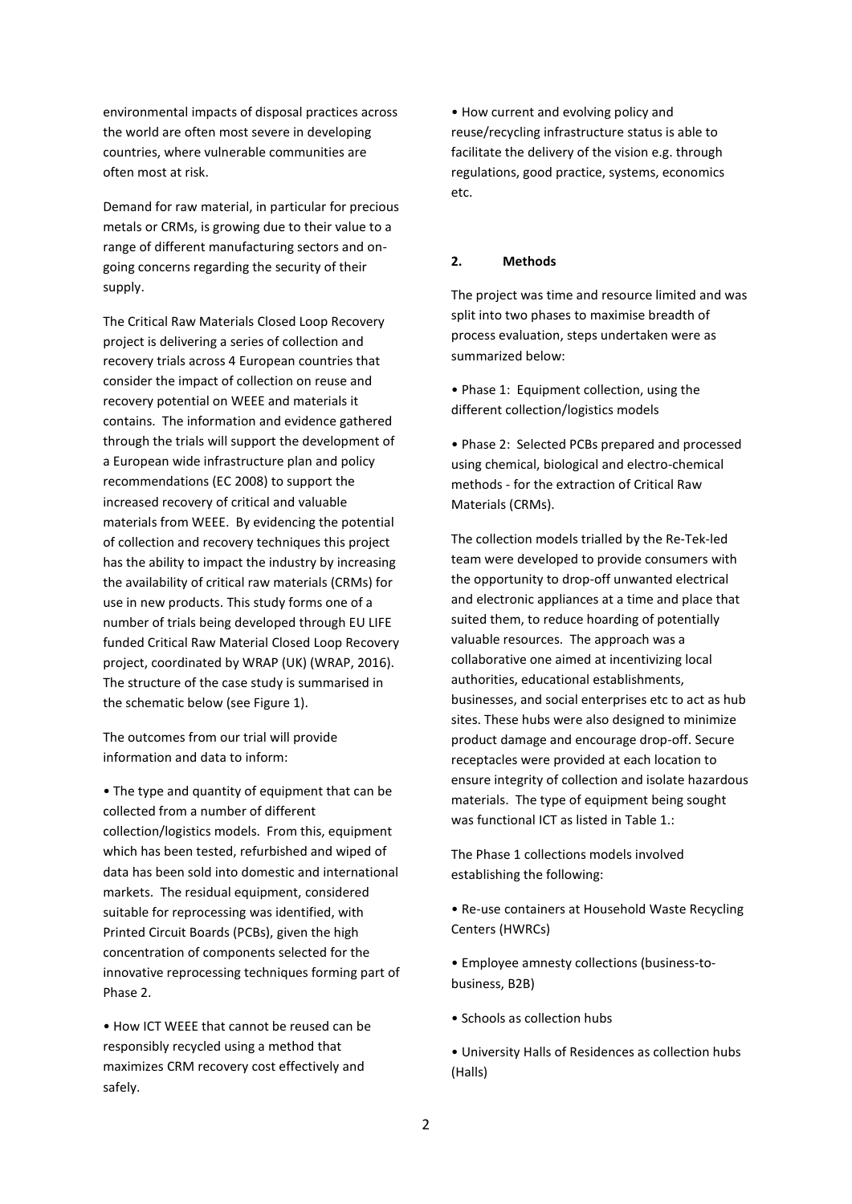environmental impacts of disposal practices across the world are often most severe in developing countries, where vulnerable communities are often most at risk.

Demand for raw material, in particular for precious metals or CRMs, is growing due to their value to a range of different manufacturing sectors and on-going concerns regarding the security of their supply.

The Critical Raw Materials Closed Loop Recovery project is delivering a series of collection and recovery trials across 4 European countries that consider the impact of collection on reuse and recovery potential on WEEE and materials it contains. The information and evidence gathered through the trials will support the development of a European wide infrastructure plan and policy recommendations (EC 2008) to support the increased recovery of critical and valuable materials from WEEE. By evidencing the potential of collection and recovery techniques this project has the ability to impact the industry by increasing the availability of critical raw materials (CRMs) for use in new products. This study forms one of a number of trials being developed through EU LIFE funded Critical Raw Material Closed Loop Recovery project, coordinated by WRAP (UK) (WRAP, 2016). The structure of the case study is summarised in the schematic below (see Figure 1).

The outcomes from our trial will provide information and data to inform:

- The type and quantity of equipment that can be collected from a number of different collection/logistics models. From this, equipment which has been tested, refurbished and wiped of data has been sold into domestic and international markets. The residual equipment, considered suitable for reprocessing was identified, with Printed Circuit Boards (PCBs), given the high concentration of components selected for the innovative reprocessing techniques forming part of Phase 2.
- How ICT WEEE that cannot be reused can be responsibly recycled using a method that maximizes CRM recovery cost effectively and safely.
- How current and evolving policy and reuse/recycling infrastructure status is able to facilitate the delivery of the vision e.g. through regulations, good practice, systems, economics etc.

## 2. Methods

The project was time and resource limited and was split into two phases to maximise breadth of process evaluation, steps undertaken were as summarized below:

- Phase 1: Equipment collection, using the different collection/logistics models
- Phase 2: Selected PCBs prepared and processed using chemical, biological and electro-chemical methods - for the extraction of Critical Raw Materials (CRMs).

The collection models trialled by the Re-Tek-led team were developed to provide consumers with the opportunity to drop-off unwanted electrical and electronic appliances at a time and place that suited them, to reduce hoarding of potentially valuable resources. The approach was a collaborative one aimed at incentivizing local authorities, educational establishments, businesses, and social enterprises etc to act as hub sites. These hubs were also designed to minimize product damage and encourage drop-off. Secure receptacles were provided at each location to ensure integrity of collection and isolate hazardous materials. The type of equipment being sought was functional ICT as listed in Table 1.:

The Phase 1 collections models involved establishing the following:

- Re-use containers at Household Waste Recycling Centers (HWRCs)
- Employee amnesty collections (business-to-business, B2B)
- Schools as collection hubs
- University Halls of Residences as collection hubs (Halls)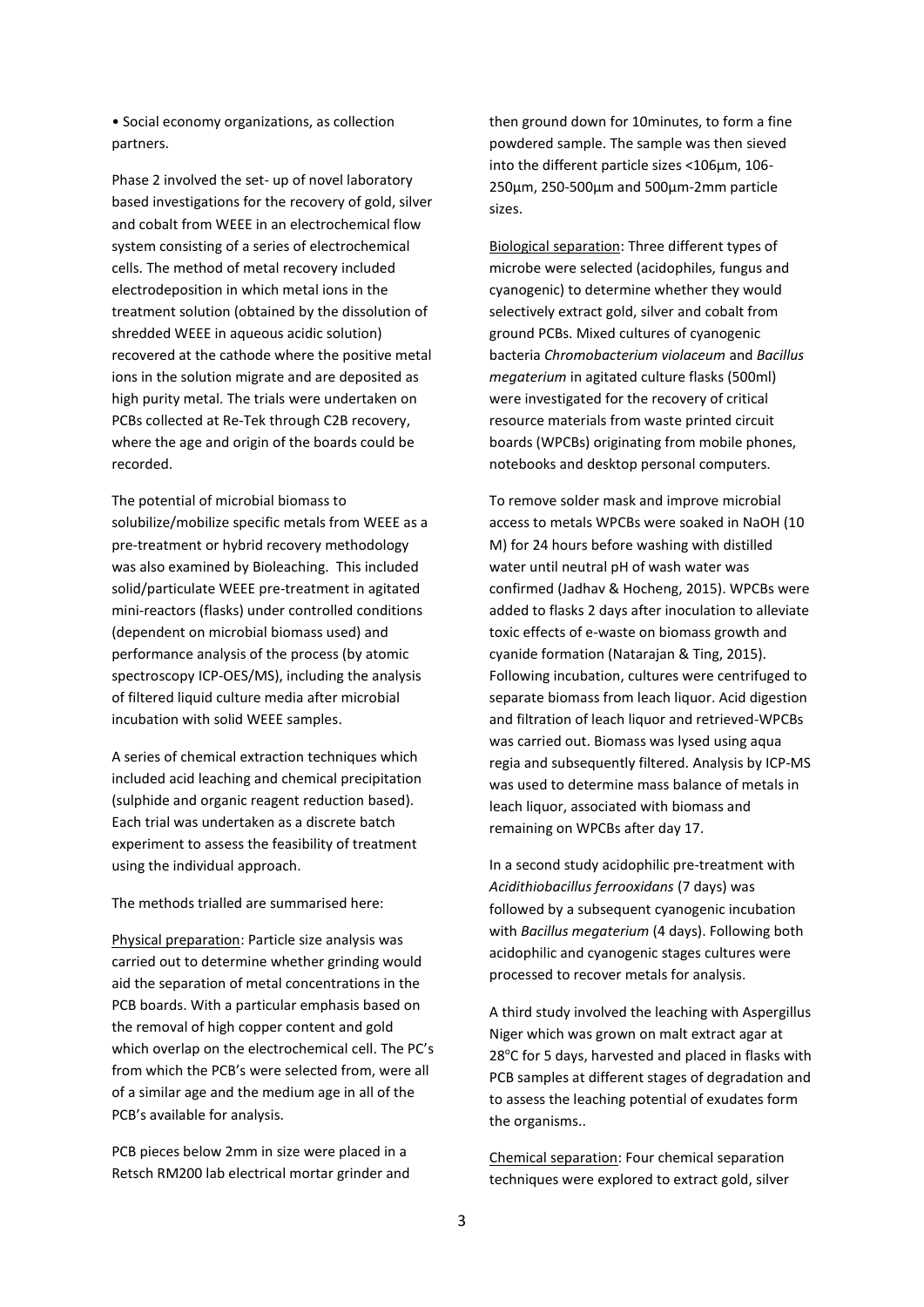• Social economy organizations, as collection partners.

Phase 2 involved the set- up of novel laboratory based investigations for the recovery of gold, silver and cobalt from WEEE in an electrochemical flow system consisting of a series of electrochemical cells. The method of metal recovery included electrodeposition in which metal ions in the treatment solution (obtained by the dissolution of shredded WEEE in aqueous acidic solution) recovered at the cathode where the positive metal ions in the solution migrate and are deposited as high purity metal. The trials were undertaken on PCBs collected at Re-Tek through C2B recovery, where the age and origin of the boards could be recorded.

The potential of microbial biomass to solubilize/mobilize specific metals from WEEE as a pre-treatment or hybrid recovery methodology was also examined by Bioleaching. This included solid/particulate WEEE pre-treatment in agitated mini-reactors (flasks) under controlled conditions (dependent on microbial biomass used) and performance analysis of the process (by atomic spectroscopy ICP-OES/MS), including the analysis of filtered liquid culture media after microbial incubation with solid WEEE samples.

A series of chemical extraction techniques which included acid leaching and chemical precipitation (sulphide and organic reagent reduction based). Each trial was undertaken as a discrete batch experiment to assess the feasibility of treatment using the individual approach.

The methods trialled are summarised here:

<u>Physical preparation</u>: Particle size analysis was carried out to determine whether grinding would aid the separation of metal concentrations in the PCB boards. With a particular emphasis based on the removal of high copper content and gold which overlap on the electrochemical cell. The PC's from which the PCB's were selected from, were all of a similar age and the medium age in all of the PCB's available for analysis.

PCB pieces below 2mm in size were placed in a Retsch RM200 lab electrical mortar grinder and then ground down for 10minutes, to form a fine powdered sample. The sample was then sieved into the different particle sizes <106μm, 106-250μm, 250-500μm and 500μm-2mm particle sizes.

<u>Biological separation</u>: Three different types of microbe were selected (acidophiles, fungus and cyanogenic) to determine whether they would selectively extract gold, silver and cobalt from ground PCBs. Mixed cultures of cyanogenic bacteria *Chromobacterium violaceum* and *Bacillus megaterium* in agitated culture flasks (500ml) were investigated for the recovery of critical resource materials from waste printed circuit boards (WPCBs) originating from mobile phones, notebooks and desktop personal computers.

To remove solder mask and improve microbial access to metals WPCBs were soaked in NaOH (10 M) for 24 hours before washing with distilled water until neutral pH of wash water was confirmed (Jadhav & Hocheng, 2015). WPCBs were added to flasks 2 days after inoculation to alleviate toxic effects of e-waste on biomass growth and cyanide formation (Natarajan & Ting, 2015). Following incubation, cultures were centrifuged to separate biomass from leach liquor. Acid digestion and filtration of leach liquor and retrieved-WPCBs was carried out. Biomass was lysed using aqua regia and subsequently filtered. Analysis by ICP-MS was used to determine mass balance of metals in leach liquor, associated with biomass and remaining on WPCBs after day 17.

In a second study acidophilic pre-treatment with *Acidithiobacillus ferrooxidans* (7 days) was followed by a subsequent cyanogenic incubation with *Bacillus megaterium* (4 days). Following both acidophilic and cyanogenic stages cultures were processed to recover metals for analysis.

A third study involved the leaching with Aspergillus Niger which was grown on malt extract agar at 28°C for 5 days, harvested and placed in flasks with PCB samples at different stages of degradation and to assess the leaching potential of exudates form the organisms..

<u>Chemical separation</u>: Four chemical separation techniques were explored to extract gold, silver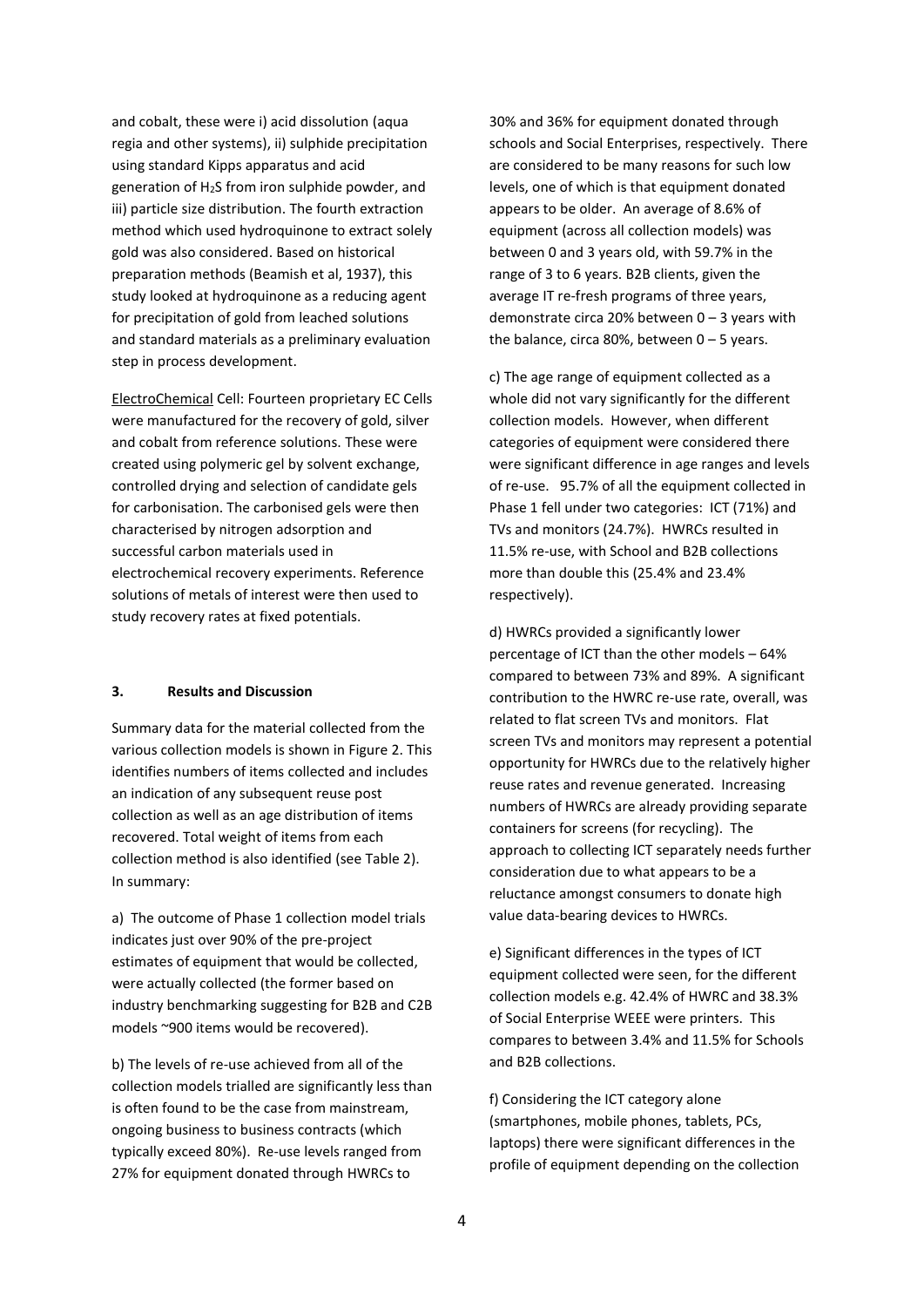and cobalt, these were i) acid dissolution (aqua regia and other systems), ii) sulphide precipitation using standard Kipps apparatus and acid generation of $H_2S$ from iron sulphide powder, and iii) particle size distribution. The fourth extraction method which used hydroquinone to extract solely gold was also considered. Based on historical preparation methods (Beamish et al, 1937), this study looked at hydroquinone as a reducing agent for precipitation of gold from leached solutions and standard materials as a preliminary evaluation step in process development.

ElectroChemical Cell: Fourteen proprietary EC Cells were manufactured for the recovery of gold, silver and cobalt from reference solutions. These were created using polymeric gel by solvent exchange, controlled drying and selection of candidate gels for carbonisation. The carbonised gels were then characterised by nitrogen adsorption and successful carbon materials used in electrochemical recovery experiments. Reference solutions of metals of interest were then used to study recovery rates at fixed potentials.

## 3. Results and Discussion

Summary data for the material collected from the various collection models is shown in Figure 2. This identifies numbers of items collected and includes an indication of any subsequent reuse post collection as well as an age distribution of items recovered. Total weight of items from each collection method is also identified (see Table 2). In summary:

a) The outcome of Phase 1 collection model trials indicates just over 90% of the pre-project estimates of equipment that would be collected, were actually collected (the former based on industry benchmarking suggesting for B2B and C2B models ~900 items would be recovered).

b) The levels of re-use achieved from all of the collection models trialled are significantly less than is often found to be the case from mainstream, ongoing business to business contracts (which typically exceed 80%). Re-use levels ranged from 27% for equipment donated through HWRCs to 30% and 36% for equipment donated through schools and Social Enterprises, respectively. There are considered to be many reasons for such low levels, one of which is that equipment donated appears to be older. An average of 8.6% of equipment (across all collection models) was between 0 and 3 years old, with 59.7% in the range of 3 to 6 years. B2B clients, given the average IT re-fresh programs of three years, demonstrate circa 20% between 0 – 3 years with the balance, circa 80%, between 0 – 5 years.

c) The age range of equipment collected as a whole did not vary significantly for the different collection models. However, when different categories of equipment were considered there were significant difference in age ranges and levels of re-use. 95.7% of all the equipment collected in Phase 1 fell under two categories: ICT (71%) and TVs and monitors (24.7%). HWRCs resulted in 11.5% re-use, with School and B2B collections more than double this (25.4% and 23.4% respectively).

d) HWRCs provided a significantly lower percentage of ICT than the other models – 64% compared to between 73% and 89%. A significant contribution to the HWRC re-use rate, overall, was related to flat screen TVs and monitors. Flat screen TVs and monitors may represent a potential opportunity for HWRCs due to the relatively higher reuse rates and revenue generated. Increasing numbers of HWRCs are already providing separate containers for screens (for recycling). The approach to collecting ICT separately needs further consideration due to what appears to be a reluctance amongst consumers to donate high value data-bearing devices to HWRCs.

e) Significant differences in the types of ICT equipment collected were seen, for the different collection models e.g. 42.4% of HWRC and 38.3% of Social Enterprise WEEE were printers. This compares to between 3.4% and 11.5% for Schools and B2B collections.

f) Considering the ICT category alone (smartphones, mobile phones, tablets, PCs, laptops) there were significant differences in the profile of equipment depending on the collection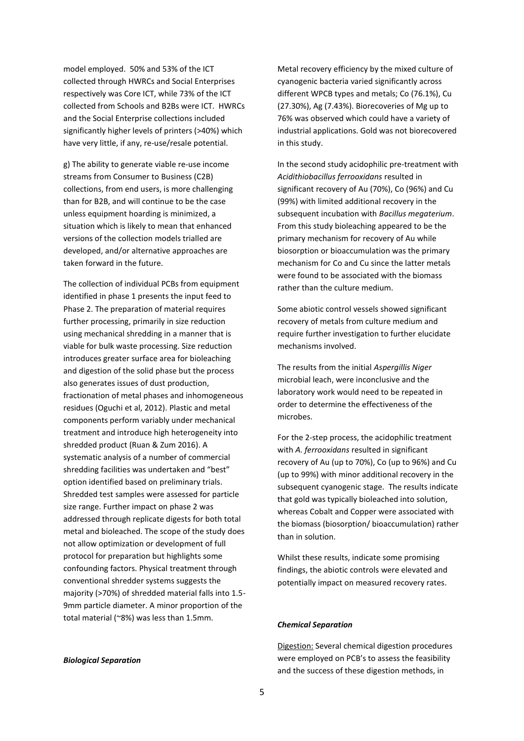model employed. 50% and 53% of the ICT collected through HWRCs and Social Enterprises respectively was Core ICT, while 73% of the ICT collected from Schools and B2Bs were ICT. HWRCs and the Social Enterprise collections included significantly higher levels of printers (>40%) which have very little, if any, re-use/resale potential.

g) The ability to generate viable re-use income streams from Consumer to Business (C2B) collections, from end users, is more challenging than for B2B, and will continue to be the case unless equipment hoarding is minimized, a situation which is likely to mean that enhanced versions of the collection models trialled are developed, and/or alternative approaches are taken forward in the future.

The collection of individual PCBs from equipment identified in phase 1 presents the input feed to Phase 2. The preparation of material requires further processing, primarily in size reduction using mechanical shredding in a manner that is viable for bulk waste processing. Size reduction introduces greater surface area for bioleaching and digestion of the solid phase but the process also generates issues of dust production, fractionation of metal phases and inhomogeneous residues (Oguchi et al, 2012). Plastic and metal components perform variably under mechanical treatment and introduce high heterogeneity into shredded product (Ruan & Zum 2016). A systematic analysis of a number of commercial shredding facilities was undertaken and "best" option identified based on preliminary trials. Shredded test samples were assessed for particle size range. Further impact on phase 2 was addressed through replicate digests for both total metal and bioleached. The scope of the study does not allow optimization or development of full protocol for preparation but highlights some confounding factors. Physical treatment through conventional shredder systems suggests the majority (>70%) of shredded material falls into 1.5-9mm particle diameter. A minor proportion of the total material (~8%) was less than 1.5mm.

***Biological Separation***

Metal recovery efficiency by the mixed culture of cyanogenic bacteria varied significantly across different WPCB types and metals; Co (76.1%), Cu (27.30%), Ag (7.43%). Biorecoveries of Mg up to 76% was observed which could have a variety of industrial applications. Gold was not biorecovered in this study.

In the second study acidophilic pre-treatment with *Acidithiobacillus ferrooxidans* resulted in significant recovery of Au (70%), Co (96%) and Cu (99%) with limited additional recovery in the subsequent incubation with *Bacillus megaterium*. From this study bioleaching appeared to be the primary mechanism for recovery of Au while biosorption or bioaccumulation was the primary mechanism for Co and Cu since the latter metals were found to be associated with the biomass rather than the culture medium.

Some abiotic control vessels showed significant recovery of metals from culture medium and require further investigation to further elucidate mechanisms involved.

The results from the initial *Aspergillis Niger* microbial leach, were inconclusive and the laboratory work would need to be repeated in order to determine the effectiveness of the microbes.

For the 2-step process, the acidophilic treatment with *A. ferrooxidans* resulted in significant recovery of Au (up to 70%), Co (up to 96%) and Cu (up to 99%) with minor additional recovery in the subsequent cyanogenic stage. The results indicate that gold was typically bioleached into solution, whereas Cobalt and Copper were associated with the biomass (biosorption/ bioaccumulation) rather than in solution.

Whilst these results, indicate some promising findings, the abiotic controls were elevated and potentially impact on measured recovery rates.

***Chemical Separation***

<u>Digestion:</u> Several chemical digestion procedures were employed on PCB's to assess the feasibility and the success of these digestion methods, in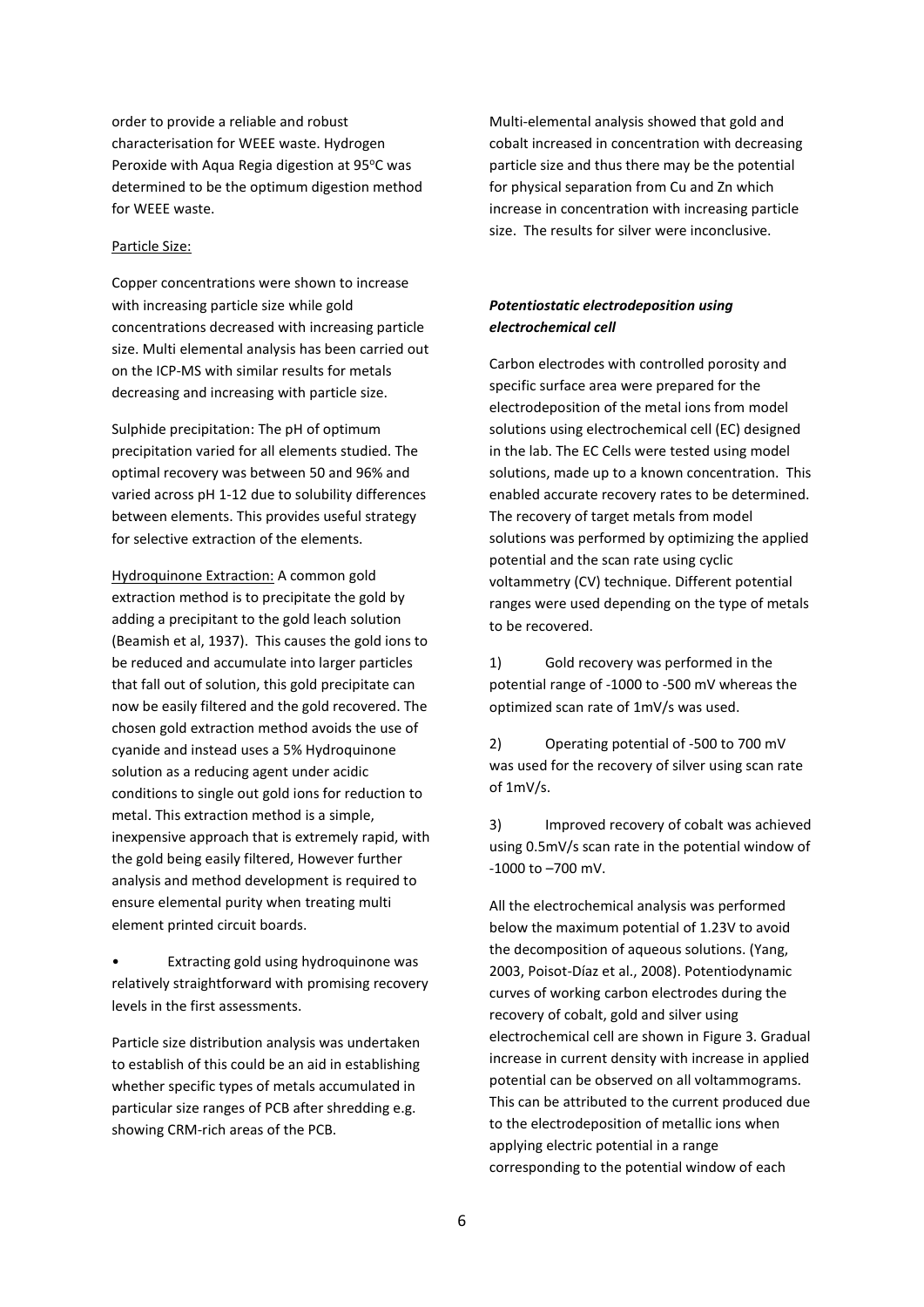order to provide a reliable and robust characterisation for WEEE waste. Hydrogen Peroxide with Aqua Regia digestion at 95°C was determined to be the optimum digestion method for WEEE waste.

Particle Size:

Copper concentrations were shown to increase with increasing particle size while gold concentrations decreased with increasing particle size. Multi elemental analysis has been carried out on the ICP-MS with similar results for metals decreasing and increasing with particle size.

Sulphide precipitation: The pH of optimum precipitation varied for all elements studied. The optimal recovery was between 50 and 96% and varied across pH 1-12 due to solubility differences between elements. This provides useful strategy for selective extraction of the elements.

Hydroquinone Extraction: A common gold extraction method is to precipitate the gold by adding a precipitant to the gold leach solution (Beamish et al, 1937). This causes the gold ions to be reduced and accumulate into larger particles that fall out of solution, this gold precipitate can now be easily filtered and the gold recovered. The chosen gold extraction method avoids the use of cyanide and instead uses a 5% Hydroquinone solution as a reducing agent under acidic conditions to single out gold ions for reduction to metal. This extraction method is a simple, inexpensive approach that is extremely rapid, with the gold being easily filtered, However further analysis and method development is required to ensure elemental purity when treating multi element printed circuit boards.

- Extracting gold using hydroquinone was relatively straightforward with promising recovery levels in the first assessments.

Particle size distribution analysis was undertaken to establish of this could be an aid in establishing whether specific types of metals accumulated in particular size ranges of PCB after shredding e.g. showing CRM-rich areas of the PCB.

Multi-elemental analysis showed that gold and cobalt increased in concentration with decreasing particle size and thus there may be the potential for physical separation from Cu and Zn which increase in concentration with increasing particle size. The results for silver were inconclusive.

***Potentiostatic electrodeposition using electrochemical cell***

Carbon electrodes with controlled porosity and specific surface area were prepared for the electrodeposition of the metal ions from model solutions using electrochemical cell (EC) designed in the lab. The EC Cells were tested using model solutions, made up to a known concentration. This enabled accurate recovery rates to be determined. The recovery of target metals from model solutions was performed by optimizing the applied potential and the scan rate using cyclic voltammetry (CV) technique. Different potential ranges were used depending on the type of metals to be recovered.

1) Gold recovery was performed in the potential range of -1000 to -500 mV whereas the optimized scan rate of 1mV/s was used.

2) Operating potential of -500 to 700 mV was used for the recovery of silver using scan rate of 1mV/s.

3) Improved recovery of cobalt was achieved using 0.5mV/s scan rate in the potential window of -1000 to –700 mV.

All the electrochemical analysis was performed below the maximum potential of 1.23V to avoid the decomposition of aqueous solutions. (Yang, 2003, Poisot-Díaz et al., 2008). Potentiodynamic curves of working carbon electrodes during the recovery of cobalt, gold and silver using electrochemical cell are shown in Figure 3. Gradual increase in current density with increase in applied potential can be observed on all voltammograms. This can be attributed to the current produced due to the electrodeposition of metallic ions when applying electric potential in a range corresponding to the potential window of each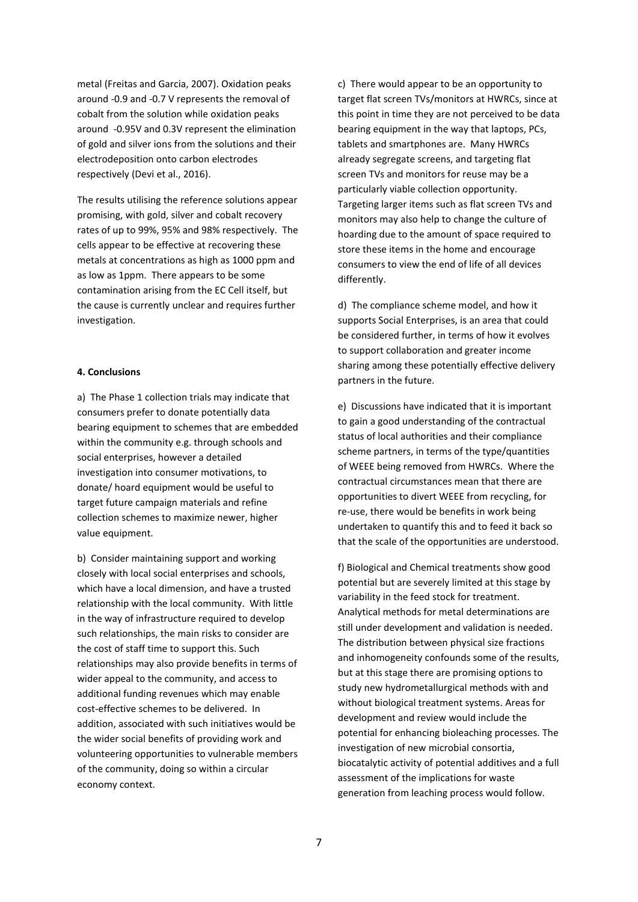metal (Freitas and Garcia, 2007). Oxidation peaks around -0.9 and -0.7 V represents the removal of cobalt from the solution while oxidation peaks around -0.95V and 0.3V represent the elimination of gold and silver ions from the solutions and their electrodeposition onto carbon electrodes respectively (Devi et al., 2016).

The results utilising the reference solutions appear promising, with gold, silver and cobalt recovery rates of up to 99%, 95% and 98% respectively. The cells appear to be effective at recovering these metals at concentrations as high as 1000 ppm and as low as 1ppm. There appears to be some contamination arising from the EC Cell itself, but the cause is currently unclear and requires further investigation.

**4. Conclusions**

a) The Phase 1 collection trials may indicate that consumers prefer to donate potentially data bearing equipment to schemes that are embedded within the community e.g. through schools and social enterprises, however a detailed investigation into consumer motivations, to donate/ hoard equipment would be useful to target future campaign materials and refine collection schemes to maximize newer, higher value equipment.

b) Consider maintaining support and working closely with local social enterprises and schools, which have a local dimension, and have a trusted relationship with the local community. With little in the way of infrastructure required to develop such relationships, the main risks to consider are the cost of staff time to support this. Such relationships may also provide benefits in terms of wider appeal to the community, and access to additional funding revenues which may enable cost-effective schemes to be delivered. In addition, associated with such initiatives would be the wider social benefits of providing work and volunteering opportunities to vulnerable members of the community, doing so within a circular economy context.

c) There would appear to be an opportunity to target flat screen TVs/monitors at HWRCs, since at this point in time they are not perceived to be data bearing equipment in the way that laptops, PCs, tablets and smartphones are. Many HWRCs already segregate screens, and targeting flat screen TVs and monitors for reuse may be a particularly viable collection opportunity. Targeting larger items such as flat screen TVs and monitors may also help to change the culture of hoarding due to the amount of space required to store these items in the home and encourage consumers to view the end of life of all devices differently.

d) The compliance scheme model, and how it supports Social Enterprises, is an area that could be considered further, in terms of how it evolves to support collaboration and greater income sharing among these potentially effective delivery partners in the future.

e) Discussions have indicated that it is important to gain a good understanding of the contractual status of local authorities and their compliance scheme partners, in terms of the type/quantities of WEEE being removed from HWRCs. Where the contractual circumstances mean that there are opportunities to divert WEEE from recycling, for re-use, there would be benefits in work being undertaken to quantify this and to feed it back so that the scale of the opportunities are understood.

f) Biological and Chemical treatments show good potential but are severely limited at this stage by variability in the feed stock for treatment. Analytical methods for metal determinations are still under development and validation is needed. The distribution between physical size fractions and inhomogeneity confounds some of the results, but at this stage there are promising options to study new hydrometallurgical methods with and without biological treatment systems. Areas for development and review would include the potential for enhancing bioleaching processes. The investigation of new microbial consortia, biocatalytic activity of potential additives and a full assessment of the implications for waste generation from leaching process would follow.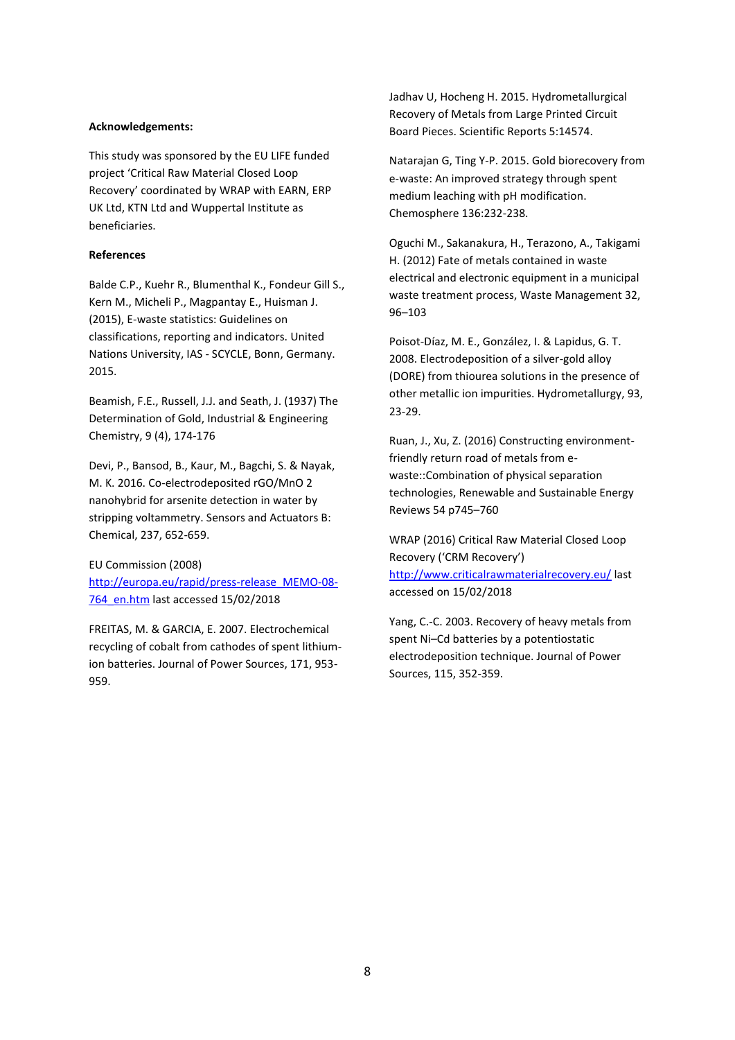**Acknowledgements:**

This study was sponsored by the EU LIFE funded project 'Critical Raw Material Closed Loop Recovery' coordinated by WRAP with EARN, ERP UK Ltd, KTN Ltd and Wuppertal Institute as beneficiaries.

**References**

Balde C.P., Kuehr R., Blumenthal K., Fondeur Gill S., Kern M., Micheli P., Magpantay E., Huisman J. (2015), E-waste statistics: Guidelines on classifications, reporting and indicators. United Nations University, IAS - SCYCLE, Bonn, Germany. 2015.

Beamish, F.E., Russell, J.J. and Seath, J. (1937) The Determination of Gold, Industrial & Engineering Chemistry, 9 (4), 174-176

Devi, P., Bansod, B., Kaur, M., Bagchi, S. & Nayak, M. K. 2016. Co-electrodeposited rGO/MnO 2 nanohybrid for arsenite detection in water by stripping voltammetry. Sensors and Actuators B: Chemical, 237, 652-659.

EU Commission (2008) http://europa.eu/rapid/press-release_MEMO-08-764_en.htm last accessed 15/02/2018

FREITAS, M. & GARCIA, E. 2007. Electrochemical recycling of cobalt from cathodes of spent lithium-ion batteries. Journal of Power Sources, 171, 953-959.

Jadhav U, Hocheng H. 2015. Hydrometallurgical Recovery of Metals from Large Printed Circuit Board Pieces. Scientific Reports 5:14574.

Natarajan G, Ting Y-P. 2015. Gold biorecovery from e-waste: An improved strategy through spent medium leaching with pH modification. Chemosphere 136:232-238.

Oguchi M., Sakanakura, H., Terazono, A., Takigami H. (2012) Fate of metals contained in waste electrical and electronic equipment in a municipal waste treatment process, Waste Management 32, 96–103

Poisot-Díaz, M. E., González, I. & Lapidus, G. T. 2008. Electrodeposition of a silver-gold alloy (DORE) from thiourea solutions in the presence of other metallic ion impurities. Hydrometallurgy, 93, 23-29.

Ruan, J., Xu, Z. (2016) Constructing environment-friendly return road of metals from e-waste::Combination of physical separation technologies, Renewable and Sustainable Energy Reviews 54 p745–760

WRAP (2016) Critical Raw Material Closed Loop Recovery ('CRM Recovery') http://www.criticalrawmaterialrecovery.eu/ last accessed on 15/02/2018

Yang, C.-C. 2003. Recovery of heavy metals from spent Ni–Cd batteries by a potentiostatic electrodeposition technique. Journal of Power Sources, 115, 352-359.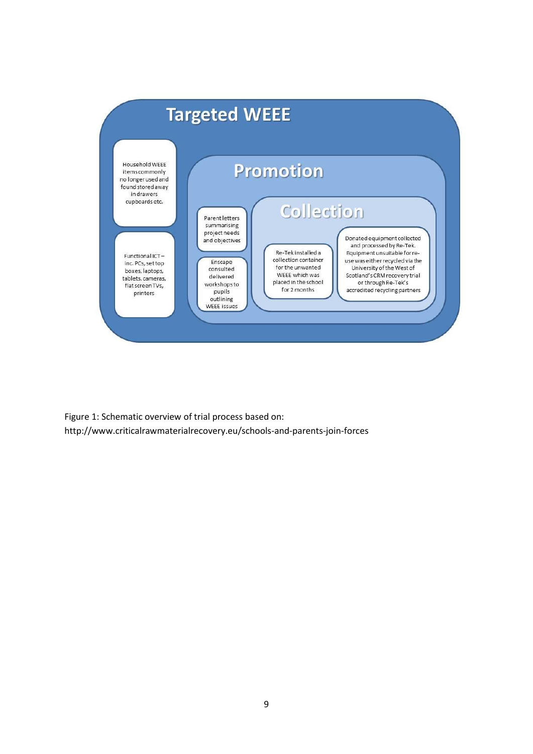# Targeted WEEE

Household WEEE items commonly no longer used and found stored away in drawers cupboards etc.

Functional ICT – inc. PCs, set top boxes, laptops, tablets, cameras, flat screen TVs, printers

## Promotion

Parent letters summarising project needs and objectives

Enscape consulted delivered workshops to pupils outlining WEEE issues

### Collection

Re-Tek installed a collection container for the unwanted WEEE which was placed in the school for 2 months

Donated equipment collected and processed by Re-Tek. Equipment unsuitable for re-use was either recycled via the University of the West of Scotland's CRM recovery trial or through Re-Tek's accredited recycling partners

Figure 1: Schematic overview of trial process based on:
http://www.criticalrawmaterialrecovery.eu/schools-and-parents-join-forces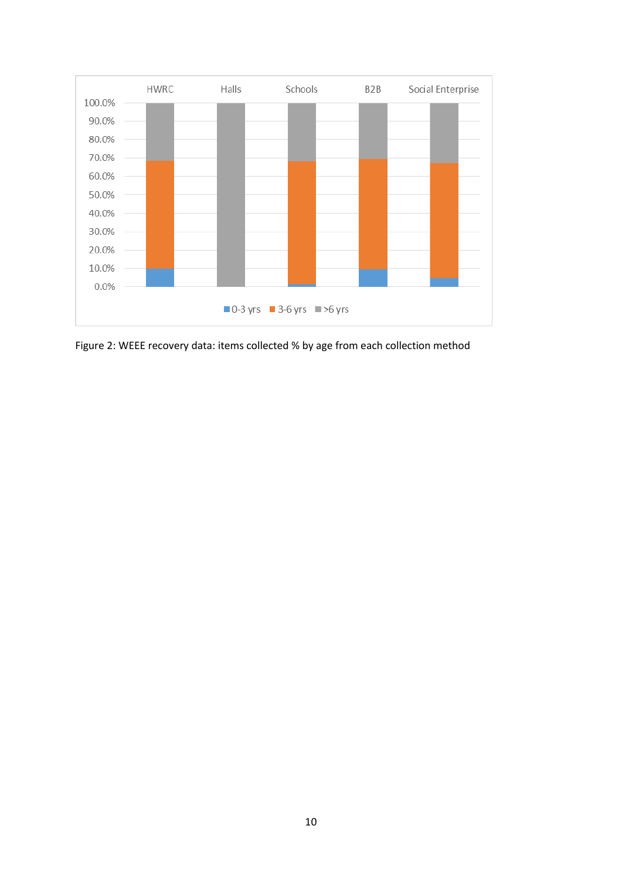Figure 2: WEEE recovery data: items collected % by age from each collection method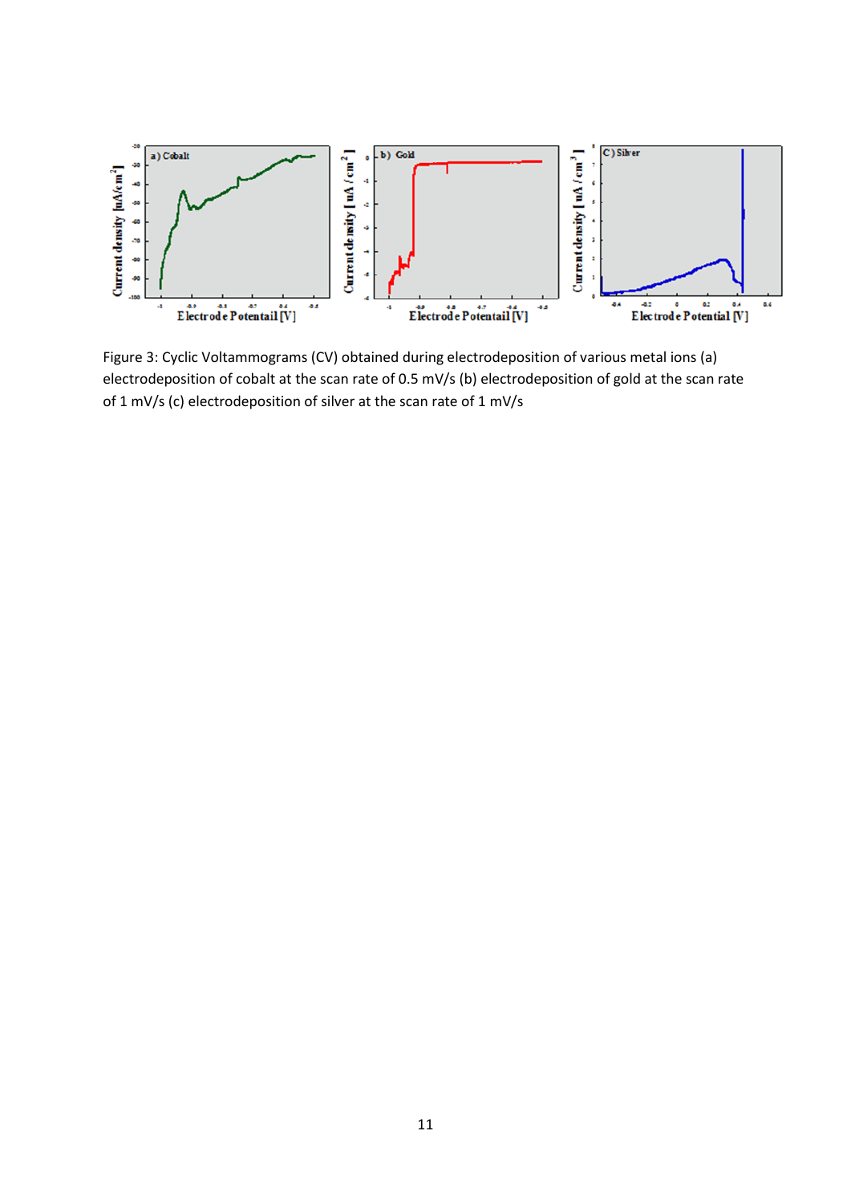Figure 3: Cyclic Voltammograms (CV) obtained during electrodeposition of various metal ions (a) electrodeposition of cobalt at the scan rate of 0.5 mV/s (b) electrodeposition of gold at the scan rate of 1 mV/s (c) electrodeposition of silver at the scan rate of 1 mV/s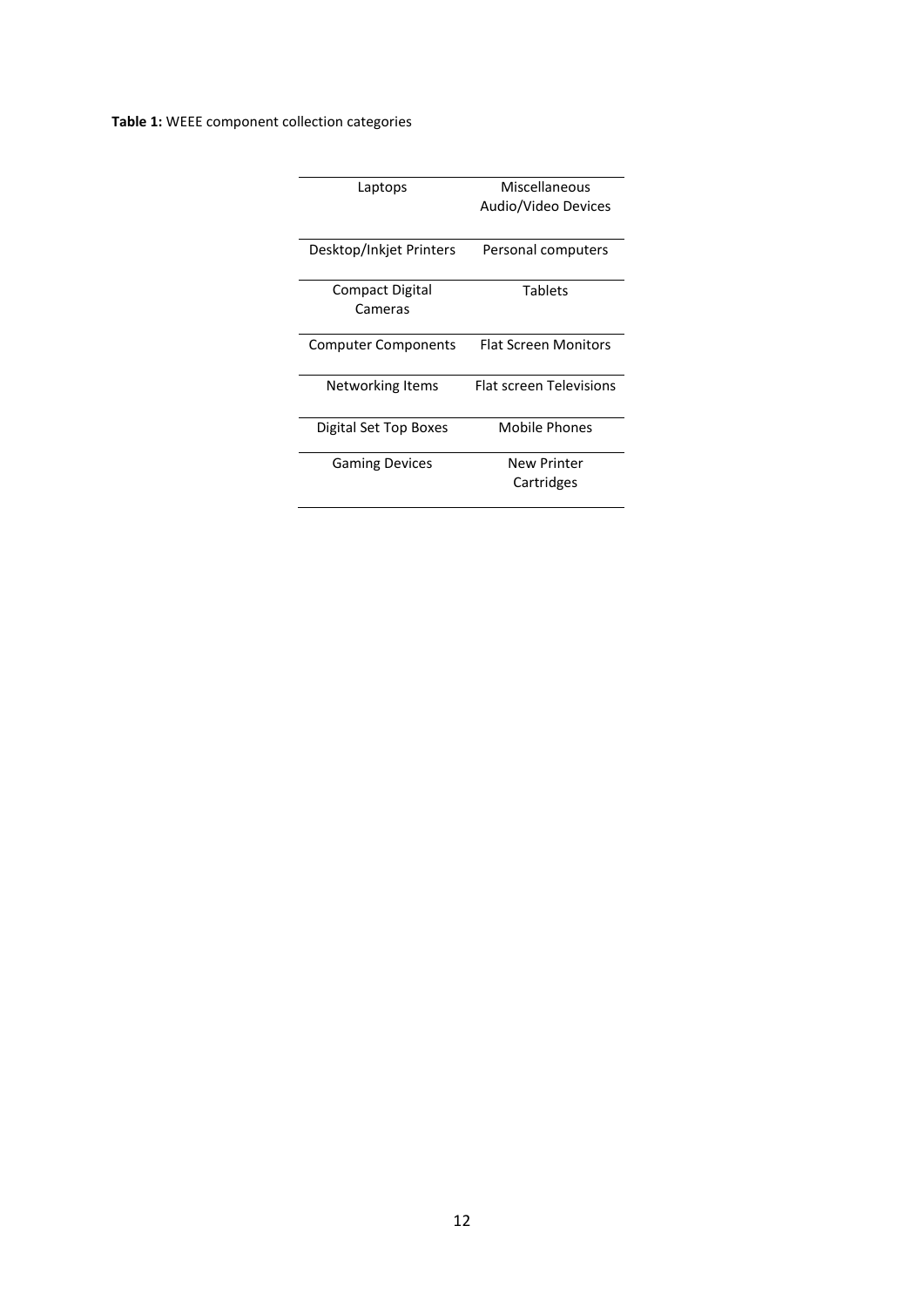**Table 1:** WEEE component collection categories

| | |
|---|---|
| Laptops | Miscellaneous Audio/Video Devices |
| Desktop/Inkjet Printers | Personal computers |
| Compact Digital Cameras | Tablets |
| Computer Components | Flat Screen Monitors |
| Networking Items | Flat screen Televisions |
| Digital Set Top Boxes | Mobile Phones |
| Gaming Devices | New Printer Cartridges |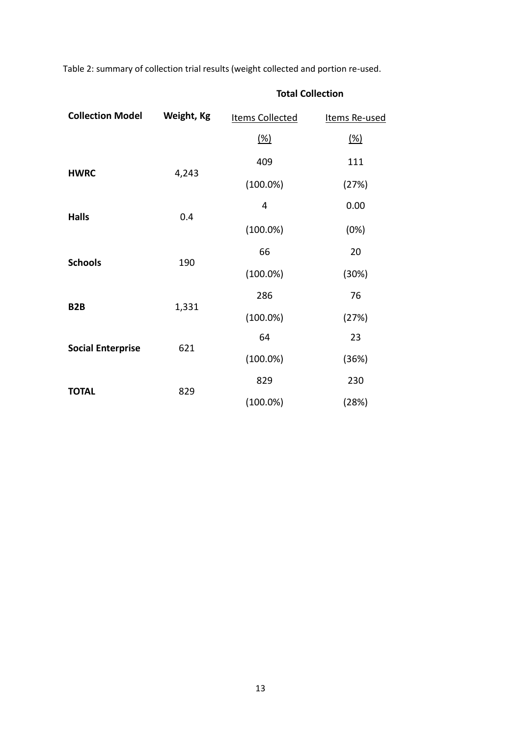Table 2: summary of collection trial results (weight collected and portion re-used.

| Collection Model | Weight, Kg | Total Collection | |
|---|---|---|---|
| | | Items Collected (%) | Items Re-used (%) |
| **HWRC** | 4,243 | 409 (100.0%) | 111 (27%) |
| **Halls** | 0.4 | 4 (100.0%) | 0.00 (0%) |
| **Schools** | 190 | 66 (100.0%) | 20 (30%) |
| **B2B** | 1,331 | 286 (100.0%) | 76 (27%) |
| **Social Enterprise** | 621 | 64 (100.0%) | 23 (36%) |
| **TOTAL** | 829 | 829 (100.0%) | 230 (28%) |